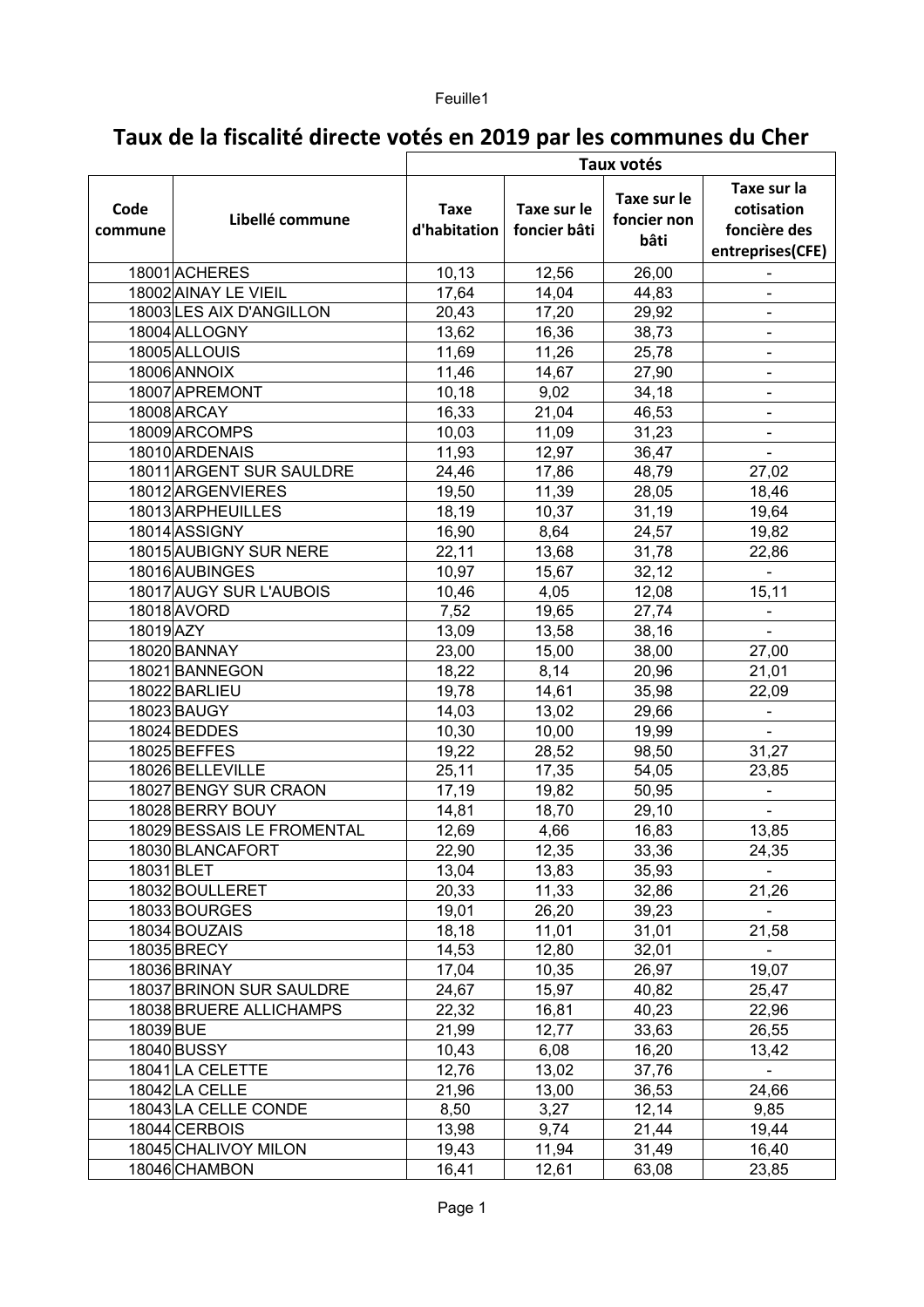# Taux de la fiscalité directe votés en 2019 par les communes du Cher

| Code commune | Libellé commune | Taux votés | | | |
|---|---|---|---|---|---|
| | | Taxe d'habitation | Taxe sur le foncier bâti | Taxe sur le foncier non bâti | Taxe sur la cotisation foncière des entreprises(CFE) |
| 18001 | ACHERES | 10,13 | 12,56 | 26,00 | - |
| 18002 | AINAY LE VIEIL | 17,64 | 14,04 | 44,83 | - |
| 18003 | LES AIX D'ANGILLON | 20,43 | 17,20 | 29,92 | - |
| 18004 | ALLOGNY | 13,62 | 16,36 | 38,73 | - |
| 18005 | ALLOUIS | 11,69 | 11,26 | 25,78 | - |
| 18006 | ANNOIX | 11,46 | 14,67 | 27,90 | - |
| 18007 | APREMONT | 10,18 | 9,02 | 34,18 | - |
| 18008 | ARCAY | 16,33 | 21,04 | 46,53 | - |
| 18009 | ARCOMPS | 10,03 | 11,09 | 31,23 | - |
| 18010 | ARDENAIS | 11,93 | 12,97 | 36,47 | - |
| 18011 | ARGENT SUR SAULDRE | 24,46 | 17,86 | 48,79 | 27,02 |
| 18012 | ARGENVIERES | 19,50 | 11,39 | 28,05 | 18,46 |
| 18013 | ARPHEUILLES | 18,19 | 10,37 | 31,19 | 19,64 |
| 18014 | ASSIGNY | 16,90 | 8,64 | 24,57 | 19,82 |
| 18015 | AUBIGNY SUR NERE | 22,11 | 13,68 | 31,78 | 22,86 |
| 18016 | AUBINGES | 10,97 | 15,67 | 32,12 | - |
| 18017 | AUGY SUR L'AUBOIS | 10,46 | 4,05 | 12,08 | 15,11 |
| 18018 | AVORD | 7,52 | 19,65 | 27,74 | - |
| 18019 | AZY | 13,09 | 13,58 | 38,16 | - |
| 18020 | BANNAY | 23,00 | 15,00 | 38,00 | 27,00 |
| 18021 | BANNEGON | 18,22 | 8,14 | 20,96 | 21,01 |
| 18022 | BARLIEU | 19,78 | 14,61 | 35,98 | 22,09 |
| 18023 | BAUGY | 14,03 | 13,02 | 29,66 | - |
| 18024 | BEDDES | 10,30 | 10,00 | 19,99 | - |
| 18025 | BEFFES | 19,22 | 28,52 | 98,50 | 31,27 |
| 18026 | BELLEVILLE | 25,11 | 17,35 | 54,05 | 23,85 |
| 18027 | BENGY SUR CRAON | 17,19 | 19,82 | 50,95 | - |
| 18028 | BERRY BOUY | 14,81 | 18,70 | 29,10 | - |
| 18029 | BESSAIS LE FROMENTAL | 12,69 | 4,66 | 16,83 | 13,85 |
| 18030 | BLANCAFORT | 22,90 | 12,35 | 33,36 | 24,35 |
| 18031 | BLET | 13,04 | 13,83 | 35,93 | - |
| 18032 | BOULLERET | 20,33 | 11,33 | 32,86 | 21,26 |
| 18033 | BOURGES | 19,01 | 26,20 | 39,23 | - |
| 18034 | BOUZAIS | 18,18 | 11,01 | 31,01 | 21,58 |
| 18035 | BRECY | 14,53 | 12,80 | 32,01 | - |
| 18036 | BRINAY | 17,04 | 10,35 | 26,97 | 19,07 |
| 18037 | BRINON SUR SAULDRE | 24,67 | 15,97 | 40,82 | 25,47 |
| 18038 | BRUERE ALLICHAMPS | 22,32 | 16,81 | 40,23 | 22,96 |
| 18039 | BUE | 21,99 | 12,77 | 33,63 | 26,55 |
| 18040 | BUSSY | 10,43 | 6,08 | 16,20 | 13,42 |
| 18041 | LA CELETTE | 12,76 | 13,02 | 37,76 | - |
| 18042 | LA CELLE | 21,96 | 13,00 | 36,53 | 24,66 |
| 18043 | LA CELLE CONDE | 8,50 | 3,27 | 12,14 | 9,85 |
| 18044 | CERBOIS | 13,98 | 9,74 | 21,44 | 19,44 |
| 18045 | CHALIVOY MILON | 19,43 | 11,94 | 31,49 | 16,40 |
| 18046 | CHAMBON | 16,41 | 12,61 | 63,08 | 23,85 |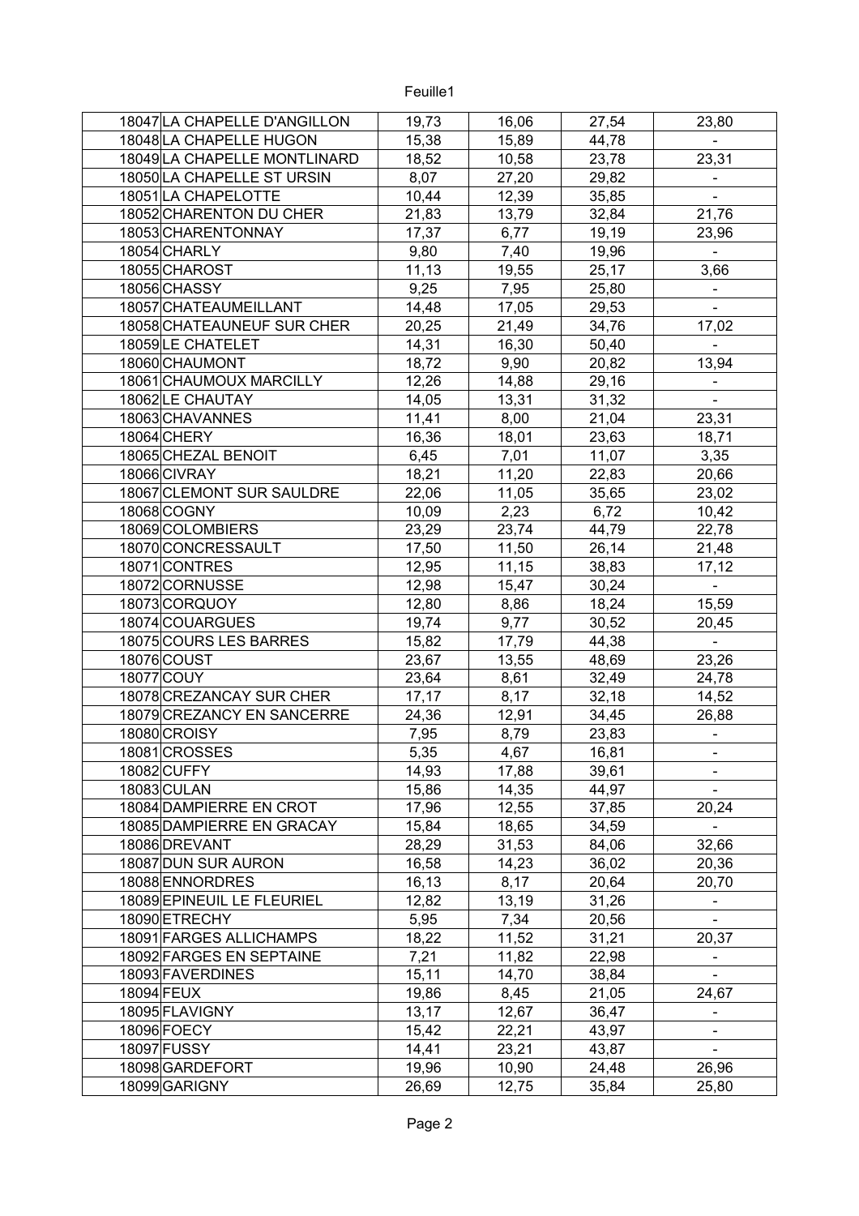| | | | | |
|---|---|---|---|---|
| 18047 LA CHAPELLE D'ANGILLON | 19,73 | 16,06 | 27,54 | 23,80 |
| 18048 LA CHAPELLE HUGON | 15,38 | 15,89 | 44,78 | - |
| 18049 LA CHAPELLE MONTLINARD | 18,52 | 10,58 | 23,78 | 23,31 |
| 18050 LA CHAPELLE ST URSIN | 8,07 | 27,20 | 29,82 | - |
| 18051 LA CHAPELOTTE | 10,44 | 12,39 | 35,85 | - |
| 18052 CHARENTON DU CHER | 21,83 | 13,79 | 32,84 | 21,76 |
| 18053 CHARENTONNAY | 17,37 | 6,77 | 19,19 | 23,96 |
| 18054 CHARLY | 9,80 | 7,40 | 19,96 | - |
| 18055 CHAROST | 11,13 | 19,55 | 25,17 | 3,66 |
| 18056 CHASSY | 9,25 | 7,95 | 25,80 | - |
| 18057 CHATEAUMEILLANT | 14,48 | 17,05 | 29,53 | - |
| 18058 CHATEAUNEUF SUR CHER | 20,25 | 21,49 | 34,76 | 17,02 |
| 18059 LE CHATELET | 14,31 | 16,30 | 50,40 | - |
| 18060 CHAUMONT | 18,72 | 9,90 | 20,82 | 13,94 |
| 18061 CHAUMOUX MARCILLY | 12,26 | 14,88 | 29,16 | - |
| 18062 LE CHAUTAY | 14,05 | 13,31 | 31,32 | - |
| 18063 CHAVANNES | 11,41 | 8,00 | 21,04 | 23,31 |
| 18064 CHERY | 16,36 | 18,01 | 23,63 | 18,71 |
| 18065 CHEZAL BENOIT | 6,45 | 7,01 | 11,07 | 3,35 |
| 18066 CIVRAY | 18,21 | 11,20 | 22,83 | 20,66 |
| 18067 CLEMONT SUR SAULDRE | 22,06 | 11,05 | 35,65 | 23,02 |
| 18068 COGNY | 10,09 | 2,23 | 6,72 | 10,42 |
| 18069 COLOMBIERS | 23,29 | 23,74 | 44,79 | 22,78 |
| 18070 CONCRESSAULT | 17,50 | 11,50 | 26,14 | 21,48 |
| 18071 CONTRES | 12,95 | 11,15 | 38,83 | 17,12 |
| 18072 CORNUSSE | 12,98 | 15,47 | 30,24 | - |
| 18073 CORQUOY | 12,80 | 8,86 | 18,24 | 15,59 |
| 18074 COUARGUES | 19,74 | 9,77 | 30,52 | 20,45 |
| 18075 COURS LES BARRES | 15,82 | 17,79 | 44,38 | - |
| 18076 COUST | 23,67 | 13,55 | 48,69 | 23,26 |
| 18077 COUY | 23,64 | 8,61 | 32,49 | 24,78 |
| 18078 CREZANCAY SUR CHER | 17,17 | 8,17 | 32,18 | 14,52 |
| 18079 CREZANCY EN SANCERRE | 24,36 | 12,91 | 34,45 | 26,88 |
| 18080 CROISY | 7,95 | 8,79 | 23,83 | - |
| 18081 CROSSES | 5,35 | 4,67 | 16,81 | - |
| 18082 CUFFY | 14,93 | 17,88 | 39,61 | - |
| 18083 CULAN | 15,86 | 14,35 | 44,97 | - |
| 18084 DAMPIERRE EN CROT | 17,96 | 12,55 | 37,85 | 20,24 |
| 18085 DAMPIERRE EN GRACAY | 15,84 | 18,65 | 34,59 | - |
| 18086 DREVANT | 28,29 | 31,53 | 84,06 | 32,66 |
| 18087 DUN SUR AURON | 16,58 | 14,23 | 36,02 | 20,36 |
| 18088 ENNORDRES | 16,13 | 8,17 | 20,64 | 20,70 |
| 18089 EPINEUIL LE FLEURIEL | 12,82 | 13,19 | 31,26 | - |
| 18090 ETRECHY | 5,95 | 7,34 | 20,56 | - |
| 18091 FARGES ALLICHAMPS | 18,22 | 11,52 | 31,21 | 20,37 |
| 18092 FARGES EN SEPTAINE | 7,21 | 11,82 | 22,98 | - |
| 18093 FAVERDINES | 15,11 | 14,70 | 38,84 | - |
| 18094 FEUX | 19,86 | 8,45 | 21,05 | 24,67 |
| 18095 FLAVIGNY | 13,17 | 12,67 | 36,47 | - |
| 18096 FOECY | 15,42 | 22,21 | 43,97 | - |
| 18097 FUSSY | 14,41 | 23,21 | 43,87 | - |
| 18098 GARDEFORT | 19,96 | 10,90 | 24,48 | 26,96 |
| 18099 GARIGNY | 26,69 | 12,75 | 35,84 | 25,80 |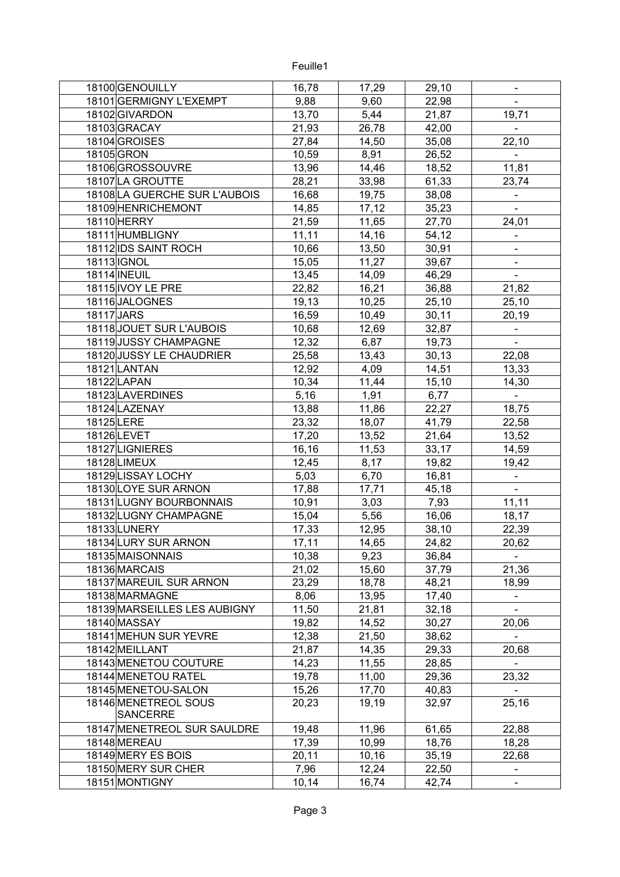| | | | | | |
|---|---|---|---|---|---|
| 18100 | GENOUILLY | 16,78 | 17,29 | 29,10 | - |
| 18101 | GERMIGNY L'EXEMPT | 9,88 | 9,60 | 22,98 | - |
| 18102 | GIVARDON | 13,70 | 5,44 | 21,87 | 19,71 |
| 18103 | GRACAY | 21,93 | 26,78 | 42,00 | - |
| 18104 | GROISES | 27,84 | 14,50 | 35,08 | 22,10 |
| 18105 | GRON | 10,59 | 8,91 | 26,52 | - |
| 18106 | GROSSOUVRE | 13,96 | 14,46 | 18,52 | 11,81 |
| 18107 | LA GROUTTE | 28,21 | 33,98 | 61,33 | 23,74 |
| 18108 | LA GUERCHE SUR L'AUBOIS | 16,68 | 19,75 | 38,08 | - |
| 18109 | HENRICHEMONT | 14,85 | 17,12 | 35,23 | - |
| 18110 | HERRY | 21,59 | 11,65 | 27,70 | 24,01 |
| 18111 | HUMBLIGNY | 11,11 | 14,16 | 54,12 | - |
| 18112 | IDS SAINT ROCH | 10,66 | 13,50 | 30,91 | - |
| 18113 | IGNOL | 15,05 | 11,27 | 39,67 | - |
| 18114 | INEUIL | 13,45 | 14,09 | 46,29 | - |
| 18115 | IVOY LE PRE | 22,82 | 16,21 | 36,88 | 21,82 |
| 18116 | JALOGNES | 19,13 | 10,25 | 25,10 | 25,10 |
| 18117 | JARS | 16,59 | 10,49 | 30,11 | 20,19 |
| 18118 | JOUET SUR L'AUBOIS | 10,68 | 12,69 | 32,87 | - |
| 18119 | JUSSY CHAMPAGNE | 12,32 | 6,87 | 19,73 | - |
| 18120 | JUSSY LE CHAUDRIER | 25,58 | 13,43 | 30,13 | 22,08 |
| 18121 | LANTAN | 12,92 | 4,09 | 14,51 | 13,33 |
| 18122 | LAPAN | 10,34 | 11,44 | 15,10 | 14,30 |
| 18123 | LAVERDINES | 5,16 | 1,91 | 6,77 | - |
| 18124 | LAZENAY | 13,88 | 11,86 | 22,27 | 18,75 |
| 18125 | LERE | 23,32 | 18,07 | 41,79 | 22,58 |
| 18126 | LEVET | 17,20 | 13,52 | 21,64 | 13,52 |
| 18127 | LIGNIERES | 16,16 | 11,53 | 33,17 | 14,59 |
| 18128 | LIMEUX | 12,45 | 8,17 | 19,82 | 19,42 |
| 18129 | LISSAY LOCHY | 5,03 | 6,70 | 16,81 | - |
| 18130 | LOYE SUR ARNON | 17,88 | 17,71 | 45,18 | - |
| 18131 | LUGNY BOURBONNAIS | 10,91 | 3,03 | 7,93 | 11,11 |
| 18132 | LUGNY CHAMPAGNE | 15,04 | 5,56 | 16,06 | 18,17 |
| 18133 | LUNERY | 17,33 | 12,95 | 38,10 | 22,39 |
| 18134 | LURY SUR ARNON | 17,11 | 14,65 | 24,82 | 20,62 |
| 18135 | MAISONNAIS | 10,38 | 9,23 | 36,84 | - |
| 18136 | MARCAIS | 21,02 | 15,60 | 37,79 | 21,36 |
| 18137 | MAREUIL SUR ARNON | 23,29 | 18,78 | 48,21 | 18,99 |
| 18138 | MARMAGNE | 8,06 | 13,95 | 17,40 | - |
| 18139 | MARSEILLES LES AUBIGNY | 11,50 | 21,81 | 32,18 | - |
| 18140 | MASSAY | 19,82 | 14,52 | 30,27 | 20,06 |
| 18141 | MEHUN SUR YEVRE | 12,38 | 21,50 | 38,62 | - |
| 18142 | MEILLANT | 21,87 | 14,35 | 29,33 | 20,68 |
| 18143 | MENETOU COUTURE | 14,23 | 11,55 | 28,85 | - |
| 18144 | MENETOU RATEL | 19,78 | 11,00 | 29,36 | 23,32 |
| 18145 | MENETOU-SALON | 15,26 | 17,70 | 40,83 | - |
| 18146 | MENETREOL SOUS SANCERRE | 20,23 | 19,19 | 32,97 | 25,16 |
| 18147 | MENETREOL SUR SAULDRE | 19,48 | 11,96 | 61,65 | 22,88 |
| 18148 | MEREAU | 17,39 | 10,99 | 18,76 | 18,28 |
| 18149 | MERY ES BOIS | 20,11 | 10,16 | 35,19 | 22,68 |
| 18150 | MERY SUR CHER | 7,96 | 12,24 | 22,50 | - |
| 18151 | MONTIGNY | 10,14 | 16,74 | 42,74 | - |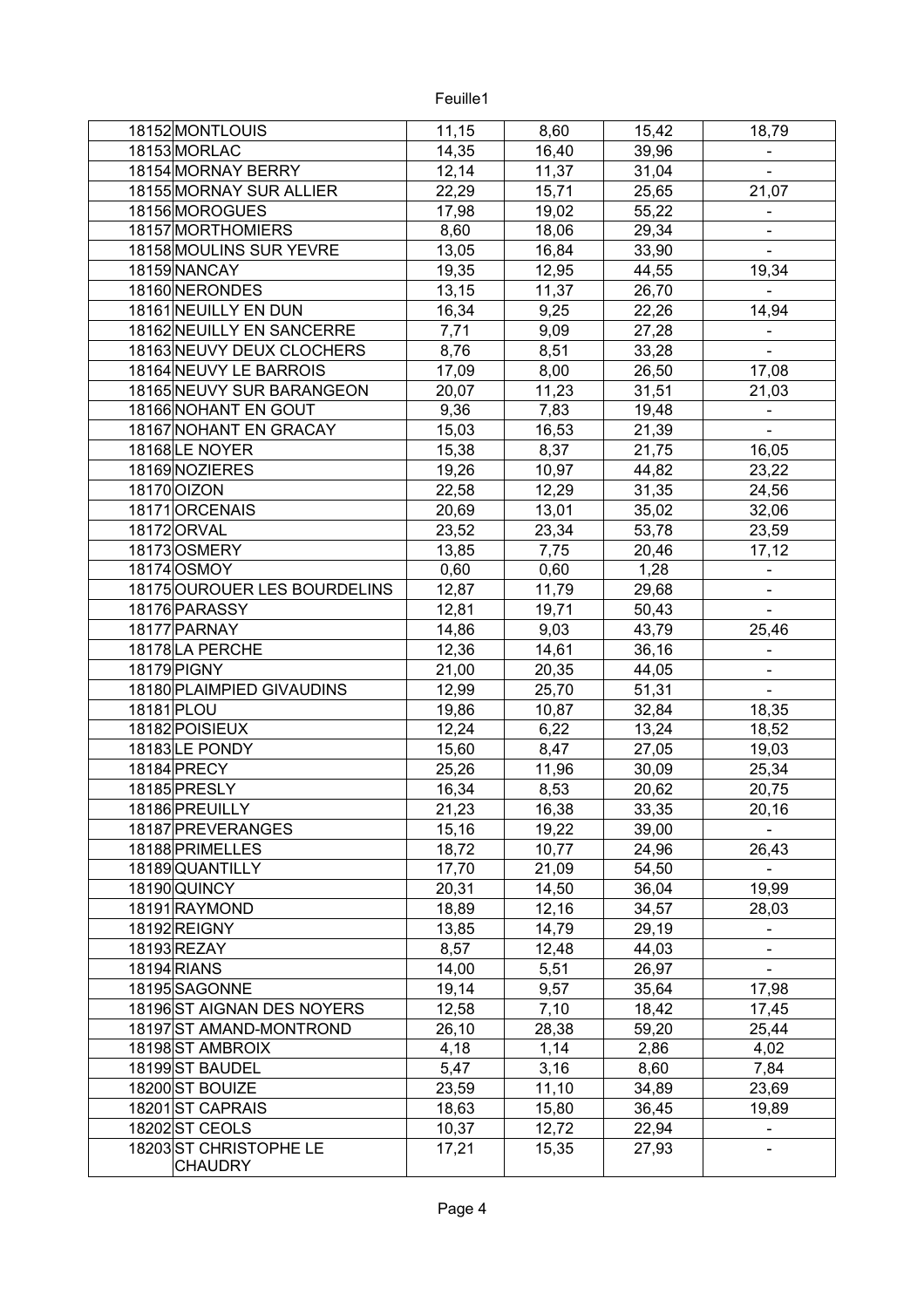| | | | | |
|---|---|---|---|---|
| 18152 MONTLOUIS | 11,15 | 8,60 | 15,42 | 18,79 |
| 18153 MORLAC | 14,35 | 16,40 | 39,96 | - |
| 18154 MORNAY BERRY | 12,14 | 11,37 | 31,04 | - |
| 18155 MORNAY SUR ALLIER | 22,29 | 15,71 | 25,65 | 21,07 |
| 18156 MOROGUES | 17,98 | 19,02 | 55,22 | - |
| 18157 MORTHOMIERS | 8,60 | 18,06 | 29,34 | - |
| 18158 MOULINS SUR YEVRE | 13,05 | 16,84 | 33,90 | - |
| 18159 NANCAY | 19,35 | 12,95 | 44,55 | 19,34 |
| 18160 NERONDES | 13,15 | 11,37 | 26,70 | - |
| 18161 NEUILLY EN DUN | 16,34 | 9,25 | 22,26 | 14,94 |
| 18162 NEUILLY EN SANCERRE | 7,71 | 9,09 | 27,28 | - |
| 18163 NEUVY DEUX CLOCHERS | 8,76 | 8,51 | 33,28 | - |
| 18164 NEUVY LE BARROIS | 17,09 | 8,00 | 26,50 | 17,08 |
| 18165 NEUVY SUR BARANGEON | 20,07 | 11,23 | 31,51 | 21,03 |
| 18166 NOHANT EN GOUT | 9,36 | 7,83 | 19,48 | - |
| 18167 NOHANT EN GRACAY | 15,03 | 16,53 | 21,39 | - |
| 18168 LE NOYER | 15,38 | 8,37 | 21,75 | 16,05 |
| 18169 NOZIERES | 19,26 | 10,97 | 44,82 | 23,22 |
| 18170 OIZON | 22,58 | 12,29 | 31,35 | 24,56 |
| 18171 ORCENAIS | 20,69 | 13,01 | 35,02 | 32,06 |
| 18172 ORVAL | 23,52 | 23,34 | 53,78 | 23,59 |
| 18173 OSMERY | 13,85 | 7,75 | 20,46 | 17,12 |
| 18174 OSMOY | 0,60 | 0,60 | 1,28 | - |
| 18175 OUROUER LES BOURDELINS | 12,87 | 11,79 | 29,68 | - |
| 18176 PARASSY | 12,81 | 19,71 | 50,43 | - |
| 18177 PARNAY | 14,86 | 9,03 | 43,79 | 25,46 |
| 18178 LA PERCHE | 12,36 | 14,61 | 36,16 | - |
| 18179 PIGNY | 21,00 | 20,35 | 44,05 | - |
| 18180 PLAIMPIED GIVAUDINS | 12,99 | 25,70 | 51,31 | - |
| 18181 PLOU | 19,86 | 10,87 | 32,84 | 18,35 |
| 18182 POISIEUX | 12,24 | 6,22 | 13,24 | 18,52 |
| 18183 LE PONDY | 15,60 | 8,47 | 27,05 | 19,03 |
| 18184 PRECY | 25,26 | 11,96 | 30,09 | 25,34 |
| 18185 PRESLY | 16,34 | 8,53 | 20,62 | 20,75 |
| 18186 PREUILLY | 21,23 | 16,38 | 33,35 | 20,16 |
| 18187 PREVERANGES | 15,16 | 19,22 | 39,00 | - |
| 18188 PRIMELLES | 18,72 | 10,77 | 24,96 | 26,43 |
| 18189 QUANTILLY | 17,70 | 21,09 | 54,50 | - |
| 18190 QUINCY | 20,31 | 14,50 | 36,04 | 19,99 |
| 18191 RAYMOND | 18,89 | 12,16 | 34,57 | 28,03 |
| 18192 REIGNY | 13,85 | 14,79 | 29,19 | - |
| 18193 REZAY | 8,57 | 12,48 | 44,03 | - |
| 18194 RIANS | 14,00 | 5,51 | 26,97 | - |
| 18195 SAGONNE | 19,14 | 9,57 | 35,64 | 17,98 |
| 18196 ST AIGNAN DES NOYERS | 12,58 | 7,10 | 18,42 | 17,45 |
| 18197 ST AMAND-MONTROND | 26,10 | 28,38 | 59,20 | 25,44 |
| 18198 ST AMBROIX | 4,18 | 1,14 | 2,86 | 4,02 |
| 18199 ST BAUDEL | 5,47 | 3,16 | 8,60 | 7,84 |
| 18200 ST BOUIZE | 23,59 | 11,10 | 34,89 | 23,69 |
| 18201 ST CAPRAIS | 18,63 | 15,80 | 36,45 | 19,89 |
| 18202 ST CEOLS | 10,37 | 12,72 | 22,94 | - |
| 18203 ST CHRISTOPHE LE CHAUDRY | 17,21 | 15,35 | 27,93 | - |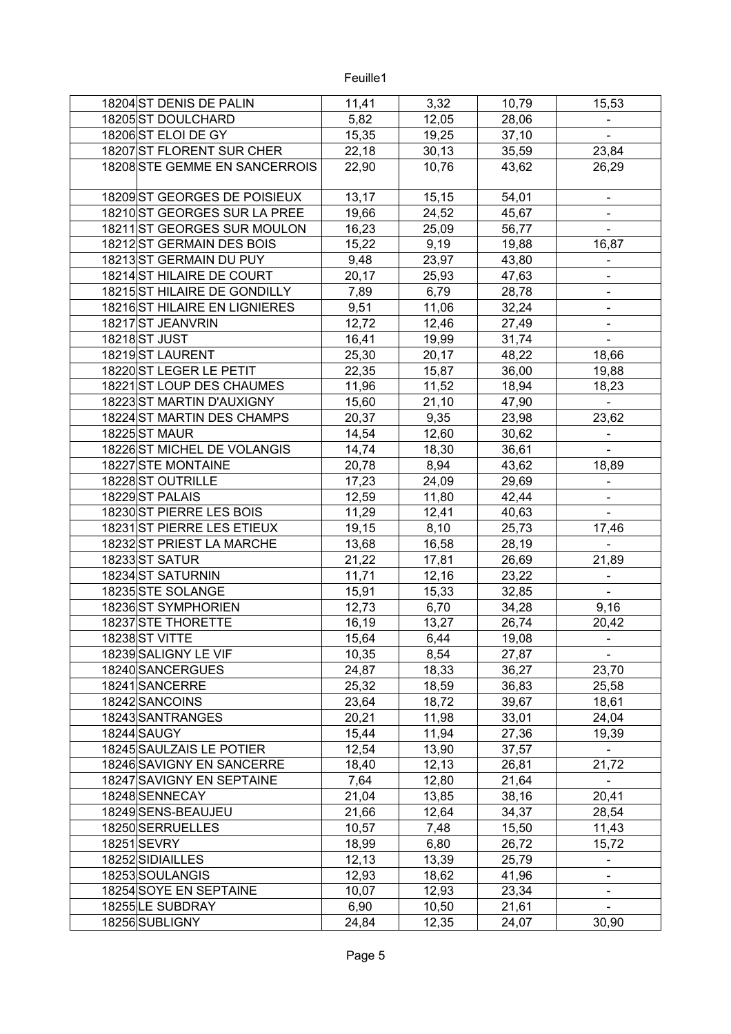| | | | | | |
|---|---|---|---|---|---|
| 18204 | ST DENIS DE PALIN | 11,41 | 3,32 | 10,79 | 15,53 |
| 18205 | ST DOULCHARD | 5,82 | 12,05 | 28,06 | - |
| 18206 | ST ELOI DE GY | 15,35 | 19,25 | 37,10 | - |
| 18207 | ST FLORENT SUR CHER | 22,18 | 30,13 | 35,59 | 23,84 |
| 18208 | STE GEMME EN SANCERROIS | 22,90 | 10,76 | 43,62 | 26,29 |
| 18209 | ST GEORGES DE POISIEUX | 13,17 | 15,15 | 54,01 | - |
| 18210 | ST GEORGES SUR LA PREE | 19,66 | 24,52 | 45,67 | - |
| 18211 | ST GEORGES SUR MOULON | 16,23 | 25,09 | 56,77 | - |
| 18212 | ST GERMAIN DES BOIS | 15,22 | 9,19 | 19,88 | 16,87 |
| 18213 | ST GERMAIN DU PUY | 9,48 | 23,97 | 43,80 | - |
| 18214 | ST HILAIRE DE COURT | 20,17 | 25,93 | 47,63 | - |
| 18215 | ST HILAIRE DE GONDILLY | 7,89 | 6,79 | 28,78 | - |
| 18216 | ST HILAIRE EN LIGNIERES | 9,51 | 11,06 | 32,24 | - |
| 18217 | ST JEANVRIN | 12,72 | 12,46 | 27,49 | - |
| 18218 | ST JUST | 16,41 | 19,99 | 31,74 | - |
| 18219 | ST LAURENT | 25,30 | 20,17 | 48,22 | 18,66 |
| 18220 | ST LEGER LE PETIT | 22,35 | 15,87 | 36,00 | 19,88 |
| 18221 | ST LOUP DES CHAUMES | 11,96 | 11,52 | 18,94 | 18,23 |
| 18223 | ST MARTIN D'AUXIGNY | 15,60 | 21,10 | 47,90 | - |
| 18224 | ST MARTIN DES CHAMPS | 20,37 | 9,35 | 23,98 | 23,62 |
| 18225 | ST MAUR | 14,54 | 12,60 | 30,62 | - |
| 18226 | ST MICHEL DE VOLANGIS | 14,74 | 18,30 | 36,61 | - |
| 18227 | STE MONTAINE | 20,78 | 8,94 | 43,62 | 18,89 |
| 18228 | ST OUTRILLE | 17,23 | 24,09 | 29,69 | - |
| 18229 | ST PALAIS | 12,59 | 11,80 | 42,44 | - |
| 18230 | ST PIERRE LES BOIS | 11,29 | 12,41 | 40,63 | - |
| 18231 | ST PIERRE LES ETIEUX | 19,15 | 8,10 | 25,73 | 17,46 |
| 18232 | ST PRIEST LA MARCHE | 13,68 | 16,58 | 28,19 | - |
| 18233 | ST SATUR | 21,22 | 17,81 | 26,69 | 21,89 |
| 18234 | ST SATURNIN | 11,71 | 12,16 | 23,22 | - |
| 18235 | STE SOLANGE | 15,91 | 15,33 | 32,85 | - |
| 18236 | ST SYMPHORIEN | 12,73 | 6,70 | 34,28 | 9,16 |
| 18237 | STE THORETTE | 16,19 | 13,27 | 26,74 | 20,42 |
| 18238 | ST VITTE | 15,64 | 6,44 | 19,08 | - |
| 18239 | SALIGNY LE VIF | 10,35 | 8,54 | 27,87 | - |
| 18240 | SANCERGUES | 24,87 | 18,33 | 36,27 | 23,70 |
| 18241 | SANCERRE | 25,32 | 18,59 | 36,83 | 25,58 |
| 18242 | SANCOINS | 23,64 | 18,72 | 39,67 | 18,61 |
| 18243 | SANTRANGES | 20,21 | 11,98 | 33,01 | 24,04 |
| 18244 | SAUGY | 15,44 | 11,94 | 27,36 | 19,39 |
| 18245 | SAULZAIS LE POTIER | 12,54 | 13,90 | 37,57 | - |
| 18246 | SAVIGNY EN SANCERRE | 18,40 | 12,13 | 26,81 | 21,72 |
| 18247 | SAVIGNY EN SEPTAINE | 7,64 | 12,80 | 21,64 | - |
| 18248 | SENNECAY | 21,04 | 13,85 | 38,16 | 20,41 |
| 18249 | SENS-BEAUJEU | 21,66 | 12,64 | 34,37 | 28,54 |
| 18250 | SERRUELLES | 10,57 | 7,48 | 15,50 | 11,43 |
| 18251 | SEVRY | 18,99 | 6,80 | 26,72 | 15,72 |
| 18252 | SIDIAILLES | 12,13 | 13,39 | 25,79 | - |
| 18253 | SOULANGIS | 12,93 | 18,62 | 41,96 | - |
| 18254 | SOYE EN SEPTAINE | 10,07 | 12,93 | 23,34 | - |
| 18255 | LE SUBDRAY | 6,90 | 10,50 | 21,61 | - |
| 18256 | SUBLIGNY | 24,84 | 12,35 | 24,07 | 30,90 |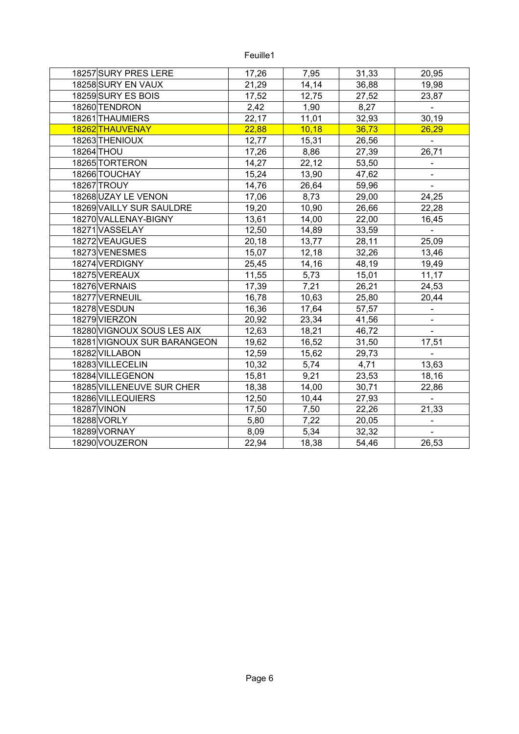Feuille1

| | | | | | |
|---|---|---|---|---|---|
| 18257 | SURY PRES LERE | 17,26 | 7,95 | 31,33 | 20,95 |
| 18258 | SURY EN VAUX | 21,29 | 14,14 | 36,88 | 19,98 |
| 18259 | SURY ES BOIS | 17,52 | 12,75 | 27,52 | 23,87 |
| 18260 | TENDRON | 2,42 | 1,90 | 8,27 | - |
| 18261 | THAUMIERS | 22,17 | 11,01 | 32,93 | 30,19 |
| 18262 | THAUVENAY | 22,88 | 10,18 | 36,73 | 26,29 |
| 18263 | THENIOUX | 12,77 | 15,31 | 26,56 | - |
| 18264 | THOU | 17,26 | 8,86 | 27,39 | 26,71 |
| 18265 | TORTERON | 14,27 | 22,12 | 53,50 | - |
| 18266 | TOUCHAY | 15,24 | 13,90 | 47,62 | - |
| 18267 | TROUY | 14,76 | 26,64 | 59,96 | - |
| 18268 | UZAY LE VENON | 17,06 | 8,73 | 29,00 | 24,25 |
| 18269 | VAILLY SUR SAULDRE | 19,20 | 10,90 | 26,66 | 22,28 |
| 18270 | VALLENAY-BIGNY | 13,61 | 14,00 | 22,00 | 16,45 |
| 18271 | VASSELAY | 12,50 | 14,89 | 33,59 | - |
| 18272 | VEAUGUES | 20,18 | 13,77 | 28,11 | 25,09 |
| 18273 | VENESMES | 15,07 | 12,18 | 32,26 | 13,46 |
| 18274 | VERDIGNY | 25,45 | 14,16 | 48,19 | 19,49 |
| 18275 | VEREAUX | 11,55 | 5,73 | 15,01 | 11,17 |
| 18276 | VERNAIS | 17,39 | 7,21 | 26,21 | 24,53 |
| 18277 | VERNEUIL | 16,78 | 10,63 | 25,80 | 20,44 |
| 18278 | VESDUN | 16,36 | 17,64 | 57,57 | - |
| 18279 | VIERZON | 20,92 | 23,34 | 41,56 | - |
| 18280 | VIGNOUX SOUS LES AIX | 12,63 | 18,21 | 46,72 | - |
| 18281 | VIGNOUX SUR BARANGEON | 19,62 | 16,52 | 31,50 | 17,51 |
| 18282 | VILLABON | 12,59 | 15,62 | 29,73 | - |
| 18283 | VILLECELIN | 10,32 | 5,74 | 4,71 | 13,63 |
| 18284 | VILLEGENON | 15,81 | 9,21 | 23,53 | 18,16 |
| 18285 | VILLENEUVE SUR CHER | 18,38 | 14,00 | 30,71 | 22,86 |
| 18286 | VILLEQUIERS | 12,50 | 10,44 | 27,93 | - |
| 18287 | VINON | 17,50 | 7,50 | 22,26 | 21,33 |
| 18288 | VORLY | 5,80 | 7,22 | 20,05 | - |
| 18289 | VORNAY | 8,09 | 5,34 | 32,32 | - |
| 18290 | VOUZERON | 22,94 | 18,38 | 54,46 | 26,53 |